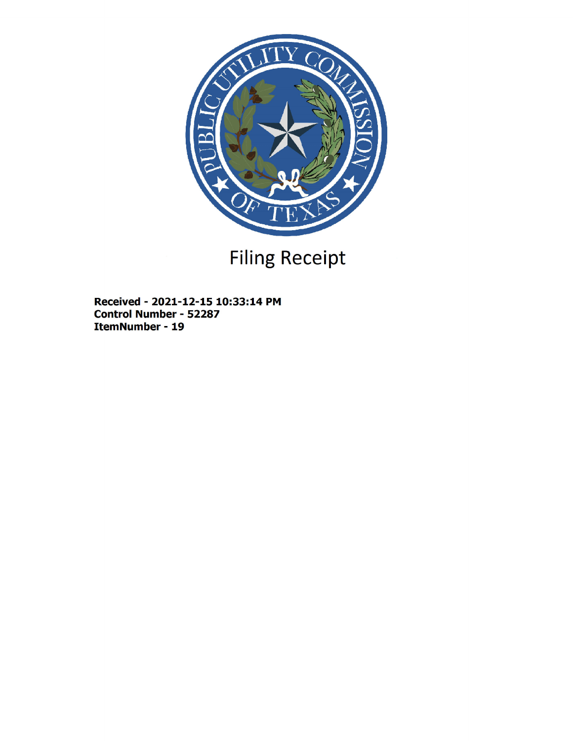# Filing Receipt

**Received - 2021-12-15 10:33:14 PM**
**Control Number - 52287**
**ItemNumber - 19**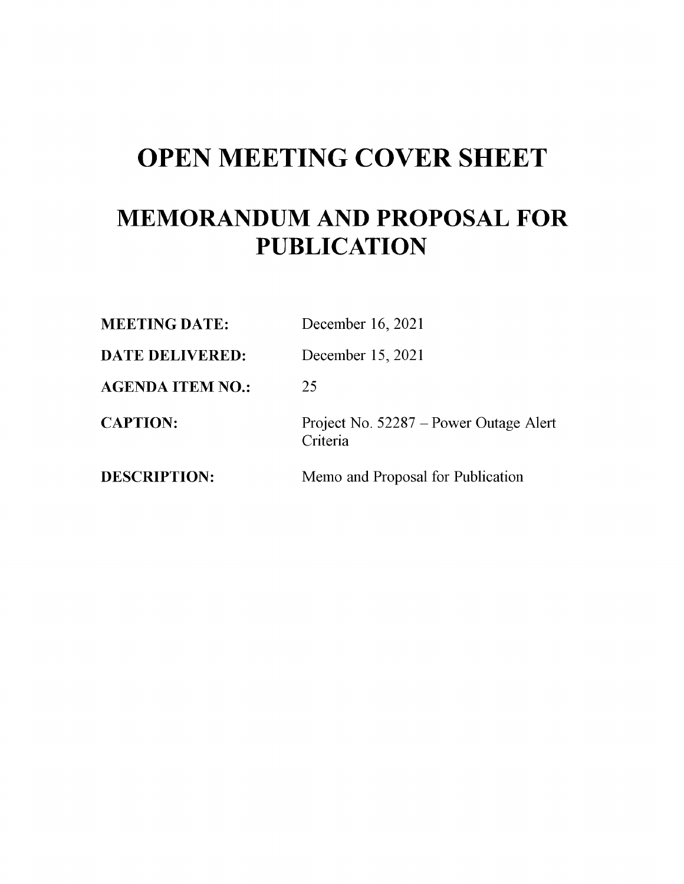# OPEN MEETING COVER SHEET

# MEMORANDUM AND PROPOSAL FOR PUBLICATION

| | |
|---|---|
| **MEETING DATE:** | December 16, 2021 |
| **DATE DELIVERED:** | December 15, 2021 |
| **AGENDA ITEM NO.:** | 25 |
| **CAPTION:** | Project No. 52287 – Power Outage Alert Criteria |
| **DESCRIPTION:** | Memo and Proposal for Publication |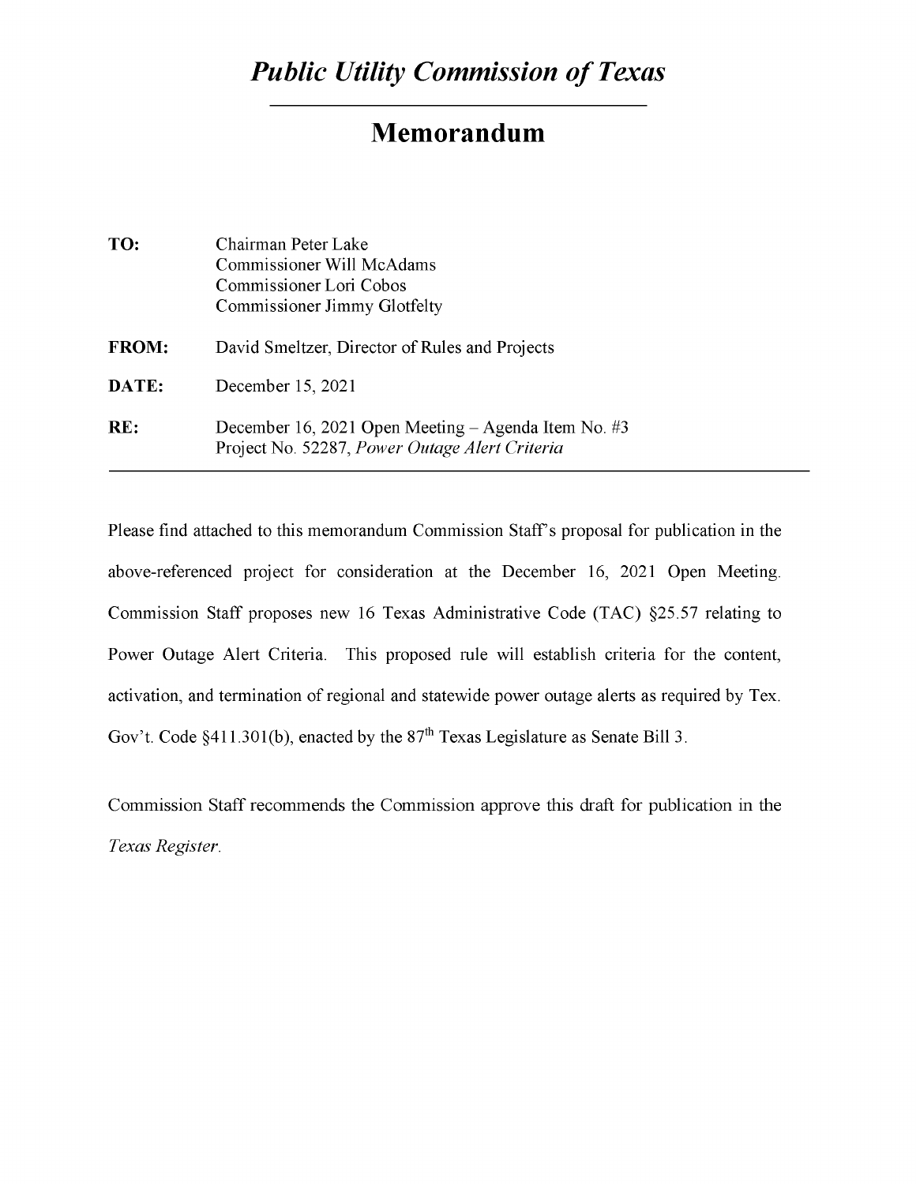# *Public Utility Commission of Texas*

## Memorandum

**TO:** Chairman Peter Lake
Commissioner Will McAdams
Commissioner Lori Cobos
Commissioner Jimmy Glotfelty

**FROM:** David Smeltzer, Director of Rules and Projects

**DATE:** December 15, 2021

**RE:** December 16, 2021 Open Meeting – Agenda Item No. #3
Project No. 52287, *Power Outage Alert Criteria*

---

Please find attached to this memorandum Commission Staff's proposal for publication in the above-referenced project for consideration at the December 16, 2021 Open Meeting. Commission Staff proposes new 16 Texas Administrative Code (TAC) §25.57 relating to Power Outage Alert Criteria. This proposed rule will establish criteria for the content, activation, and termination of regional and statewide power outage alerts as required by Tex. Gov't. Code §411.301(b), enacted by the 87th Texas Legislature as Senate Bill 3.

Commission Staff recommends the Commission approve this draft for publication in the *Texas Register*.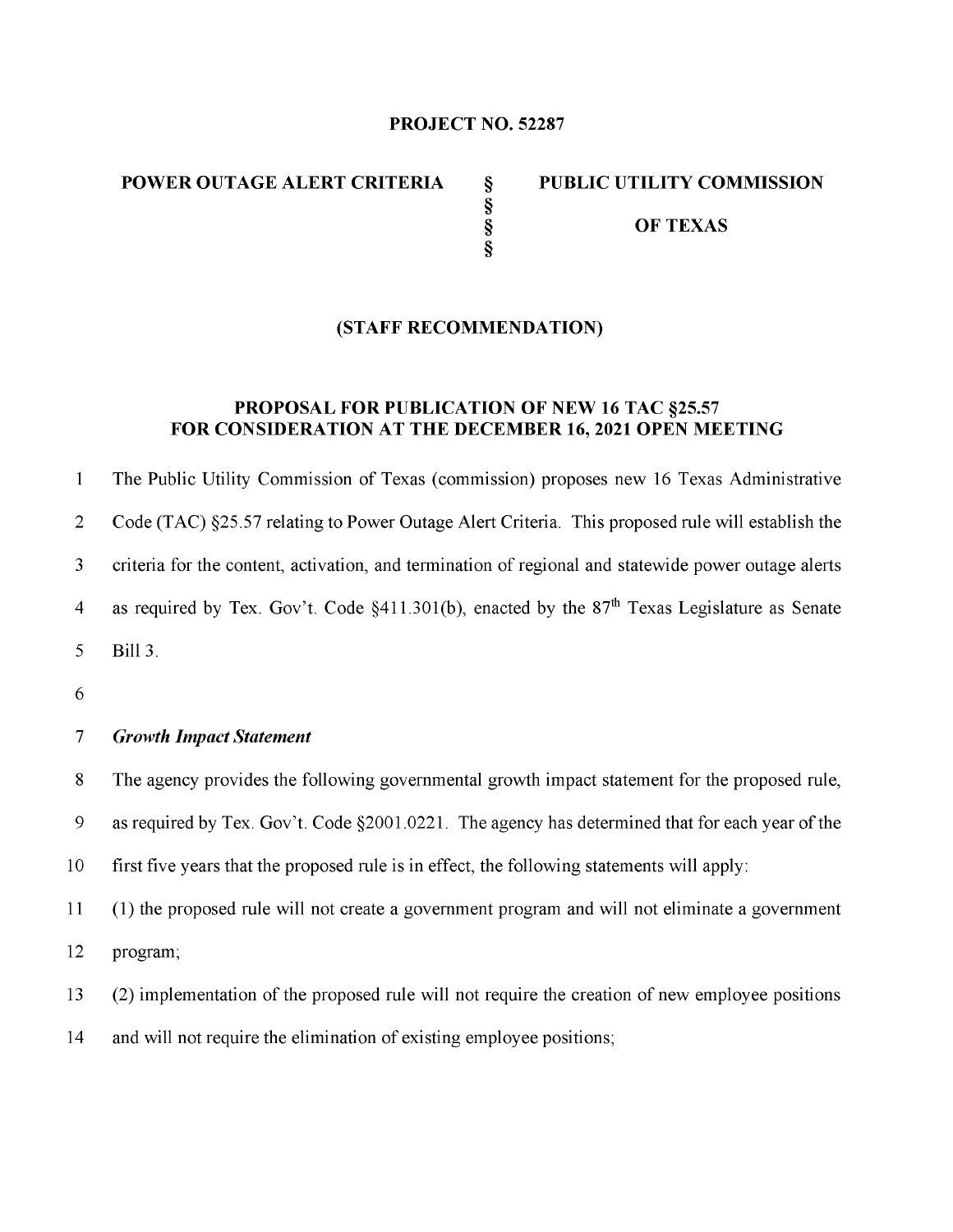**PROJECT NO. 52287**

| POWER OUTAGE ALERT CRITERIA | § | PUBLIC UTILITY COMMISSION |
|---|---|---|
| | § | |
| | § | OF TEXAS |
| | § | |

**(STAFF RECOMMENDATION)**

**PROPOSAL FOR PUBLICATION OF NEW 16 TAC §25.57 FOR CONSIDERATION AT THE DECEMBER 16, 2021 OPEN MEETING**

The Public Utility Commission of Texas (commission) proposes new 16 Texas Administrative Code (TAC) §25.57 relating to Power Outage Alert Criteria. This proposed rule will establish the criteria for the content, activation, and termination of regional and statewide power outage alerts as required by Tex. Gov't. Code §411.301(b), enacted by the 87th Texas Legislature as Senate Bill 3.

***Growth Impact Statement***

The agency provides the following governmental growth impact statement for the proposed rule, as required by Tex. Gov't. Code §2001.0221. The agency has determined that for each year of the first five years that the proposed rule is in effect, the following statements will apply:

(1) the proposed rule will not create a government program and will not eliminate a government program;

(2) implementation of the proposed rule will not require the creation of new employee positions and will not require the elimination of existing employee positions;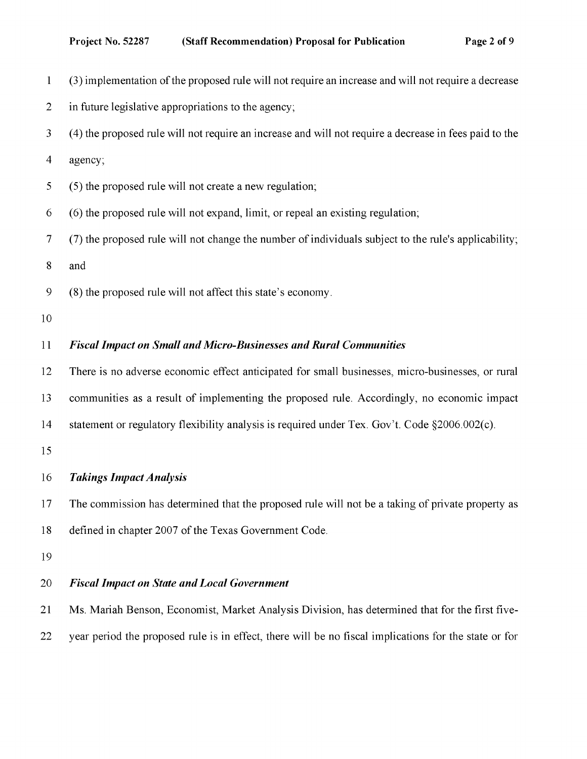(3) implementation of the proposed rule will not require an increase and will not require a decrease in future legislative appropriations to the agency;

(4) the proposed rule will not require an increase and will not require a decrease in fees paid to the agency;

(5) the proposed rule will not create a new regulation;

(6) the proposed rule will not expand, limit, or repeal an existing regulation;

(7) the proposed rule will not change the number of individuals subject to the rule's applicability; and

(8) the proposed rule will not affect this state's economy.

***Fiscal Impact on Small and Micro-Businesses and Rural Communities***

There is no adverse economic effect anticipated for small businesses, micro-businesses, or rural communities as a result of implementing the proposed rule. Accordingly, no economic impact statement or regulatory flexibility analysis is required under Tex. Gov't. Code §2006.002(c).

***Takings Impact Analysis***

The commission has determined that the proposed rule will not be a taking of private property as defined in chapter 2007 of the Texas Government Code.

***Fiscal Impact on State and Local Government***

Ms. Mariah Benson, Economist, Market Analysis Division, has determined that for the first five-year period the proposed rule is in effect, there will be no fiscal implications for the state or for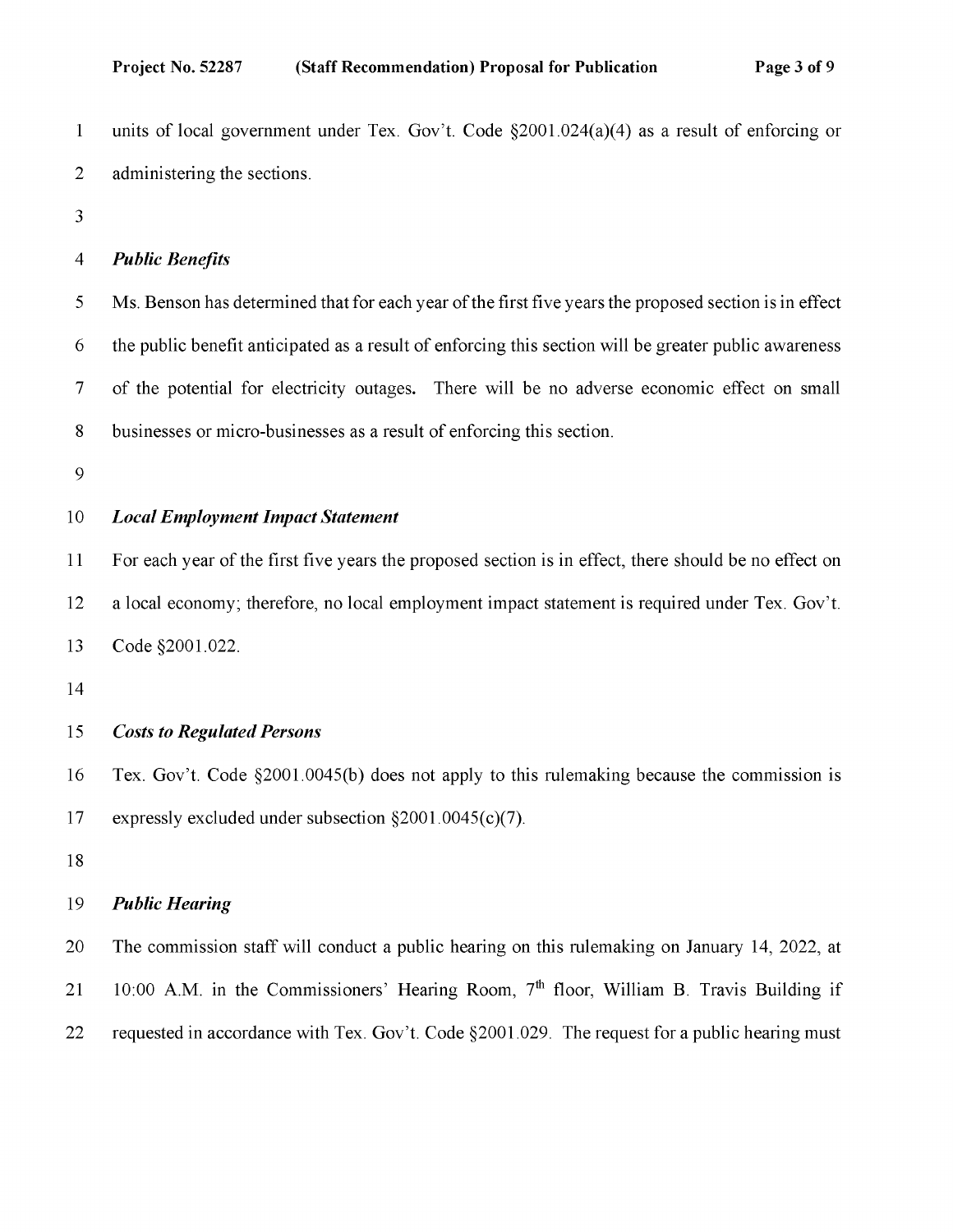units of local government under Tex. Gov't. Code §2001.024(a)(4) as a result of enforcing or administering the sections.

***Public Benefits***

Ms. Benson has determined that for each year of the first five years the proposed section is in effect the public benefit anticipated as a result of enforcing this section will be greater public awareness of the potential for electricity outages. There will be no adverse economic effect on small businesses or micro-businesses as a result of enforcing this section.

***Local Employment Impact Statement***

For each year of the first five years the proposed section is in effect, there should be no effect on a local economy; therefore, no local employment impact statement is required under Tex. Gov't. Code §2001.022.

***Costs to Regulated Persons***

Tex. Gov't. Code §2001.0045(b) does not apply to this rulemaking because the commission is expressly excluded under subsection §2001.0045(c)(7).

***Public Hearing***

The commission staff will conduct a public hearing on this rulemaking on January 14, 2022, at 10:00 A.M. in the Commissioners' Hearing Room, 7th floor, William B. Travis Building if requested in accordance with Tex. Gov't. Code §2001.029. The request for a public hearing must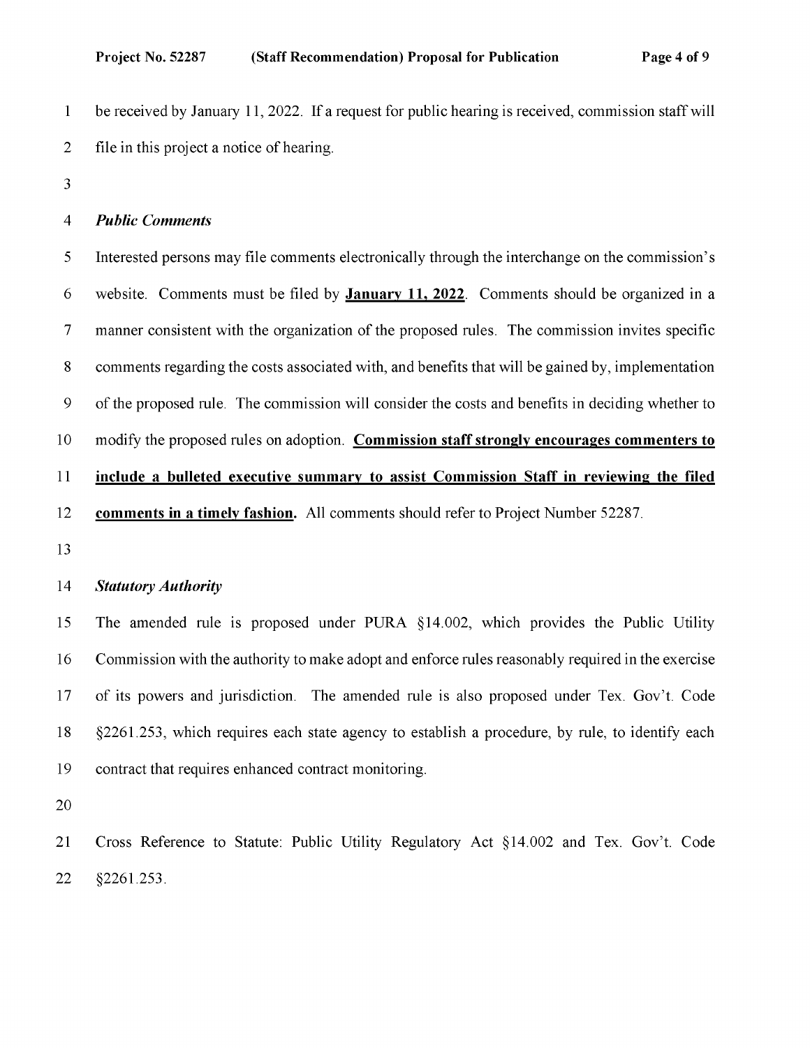be received by January 11, 2022. If a request for public hearing is received, commission staff will file in this project a notice of hearing.

***Public Comments***

Interested persons may file comments electronically through the interchange on the commission's website. Comments must be filed by **January 11, 2022**. Comments should be organized in a manner consistent with the organization of the proposed rules. The commission invites specific comments regarding the costs associated with, and benefits that will be gained by, implementation of the proposed rule. The commission will consider the costs and benefits in deciding whether to modify the proposed rules on adoption. **Commission staff strongly encourages commenters to include a bulleted executive summary to assist Commission Staff in reviewing the filed comments in a timely fashion.** All comments should refer to Project Number 52287.

***Statutory Authority***

The amended rule is proposed under PURA §14.002, which provides the Public Utility Commission with the authority to make adopt and enforce rules reasonably required in the exercise of its powers and jurisdiction. The amended rule is also proposed under Tex. Gov't. Code §2261.253, which requires each state agency to establish a procedure, by rule, to identify each contract that requires enhanced contract monitoring.

Cross Reference to Statute: Public Utility Regulatory Act §14.002 and Tex. Gov't. Code §2261.253.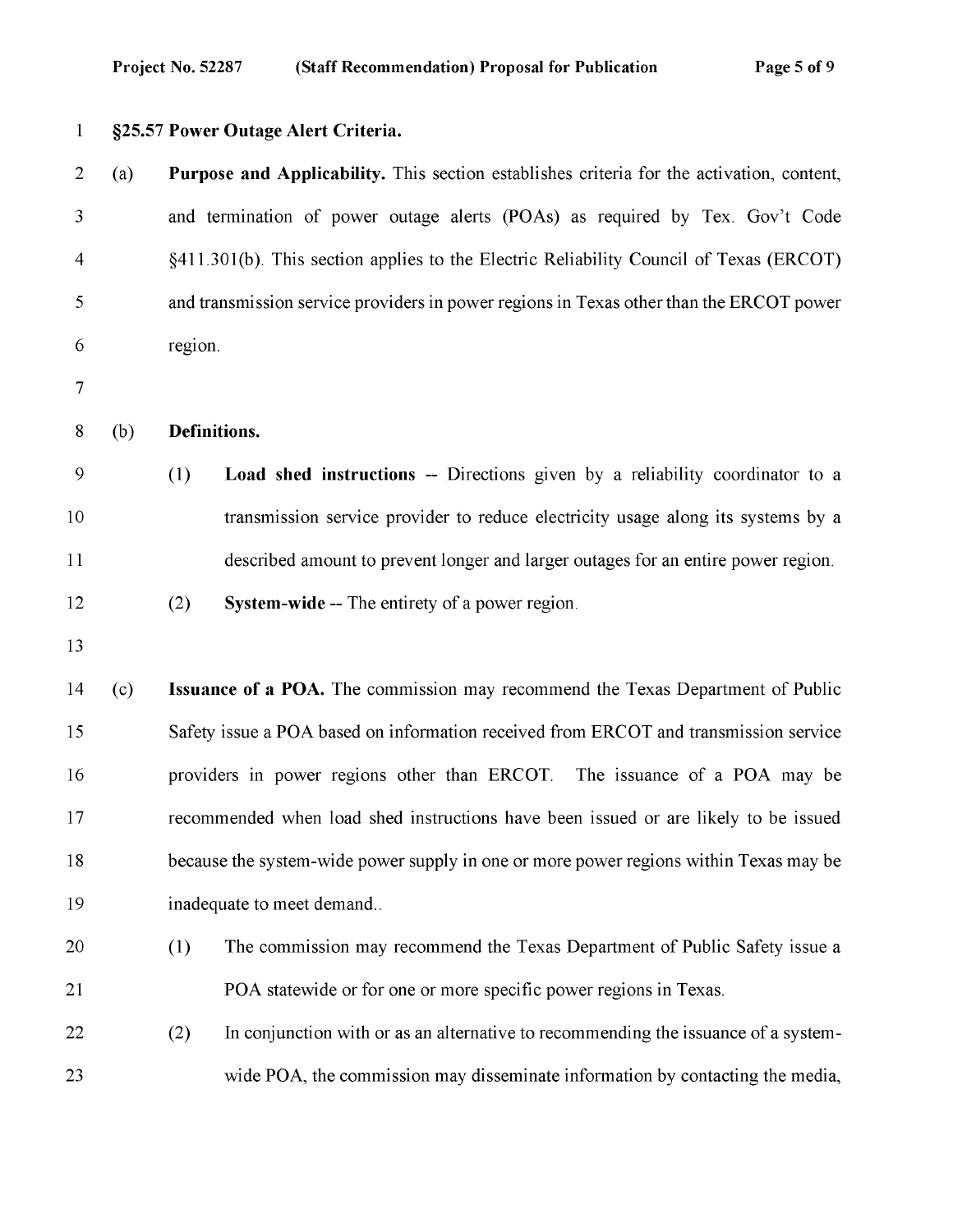## §25.57 Power Outage Alert Criteria.

(a) **Purpose and Applicability.** This section establishes criteria for the activation, content, and termination of power outage alerts (POAs) as required by Tex. Gov't Code §411.301(b). This section applies to the Electric Reliability Council of Texas (ERCOT) and transmission service providers in power regions in Texas other than the ERCOT power region.

(b) **Definitions.**

(1) **Load shed instructions** -- Directions given by a reliability coordinator to a transmission service provider to reduce electricity usage along its systems by a described amount to prevent longer and larger outages for an entire power region.

(2) **System-wide** -- The entirety of a power region.

(c) **Issuance of a POA.** The commission may recommend the Texas Department of Public Safety issue a POA based on information received from ERCOT and transmission service providers in power regions other than ERCOT. The issuance of a POA may be recommended when load shed instructions have been issued or are likely to be issued because the system-wide power supply in one or more power regions within Texas may be inadequate to meet demand..

(1) The commission may recommend the Texas Department of Public Safety issue a POA statewide or for one or more specific power regions in Texas.

(2) In conjunction with or as an alternative to recommending the issuance of a system-wide POA, the commission may disseminate information by contacting the media,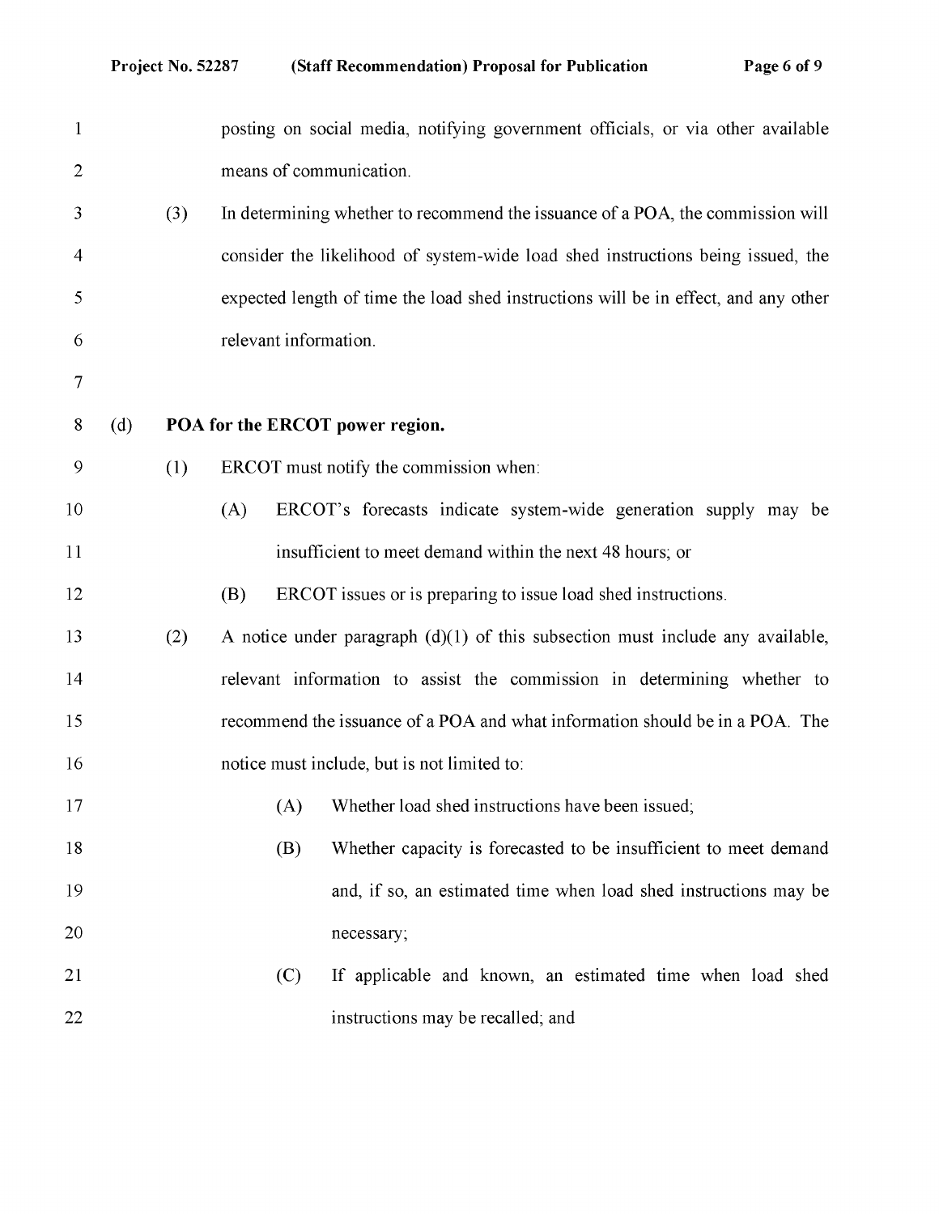posting on social media, notifying government officials, or via other available means of communication.

(3) In determining whether to recommend the issuance of a POA, the commission will consider the likelihood of system-wide load shed instructions being issued, the expected length of time the load shed instructions will be in effect, and any other relevant information.

(d) **POA for the ERCOT power region.**

(1) ERCOT must notify the commission when:

(A) ERCOT's forecasts indicate system-wide generation supply may be insufficient to meet demand within the next 48 hours; or

(B) ERCOT issues or is preparing to issue load shed instructions.

(2) A notice under paragraph (d)(1) of this subsection must include any available, relevant information to assist the commission in determining whether to recommend the issuance of a POA and what information should be in a POA. The notice must include, but is not limited to:

(A) Whether load shed instructions have been issued;

(B) Whether capacity is forecasted to be insufficient to meet demand and, if so, an estimated time when load shed instructions may be necessary;

(C) If applicable and known, an estimated time when load shed instructions may be recalled; and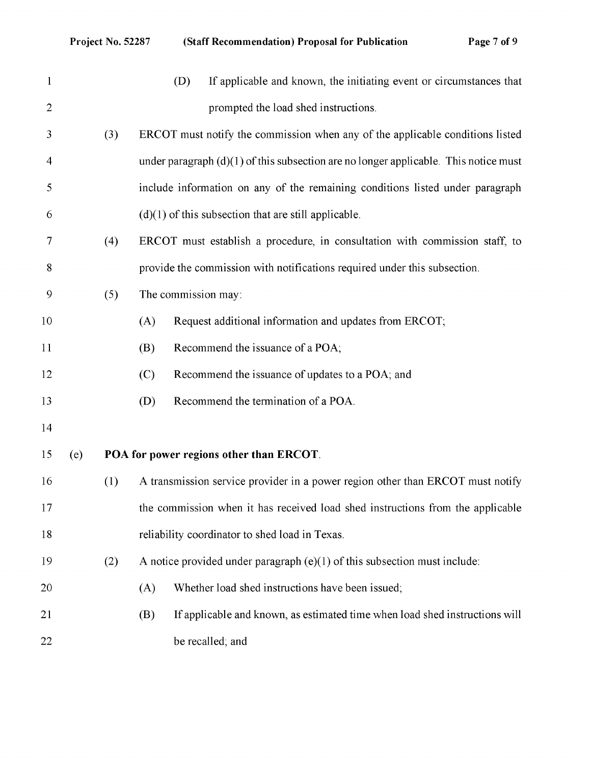(D) If applicable and known, the initiating event or circumstances that prompted the load shed instructions.

(3) ERCOT must notify the commission when any of the applicable conditions listed under paragraph (d)(1) of this subsection are no longer applicable. This notice must include information on any of the remaining conditions listed under paragraph (d)(1) of this subsection that are still applicable.

(4) ERCOT must establish a procedure, in consultation with commission staff, to provide the commission with notifications required under this subsection.

(5) The commission may:

(A) Request additional information and updates from ERCOT;

(B) Recommend the issuance of a POA;

(C) Recommend the issuance of updates to a POA; and

(D) Recommend the termination of a POA.

(e) **POA for power regions other than ERCOT**.

(1) A transmission service provider in a power region other than ERCOT must notify the commission when it has received load shed instructions from the applicable reliability coordinator to shed load in Texas.

(2) A notice provided under paragraph (e)(1) of this subsection must include:

(A) Whether load shed instructions have been issued;

(B) If applicable and known, as estimated time when load shed instructions will be recalled; and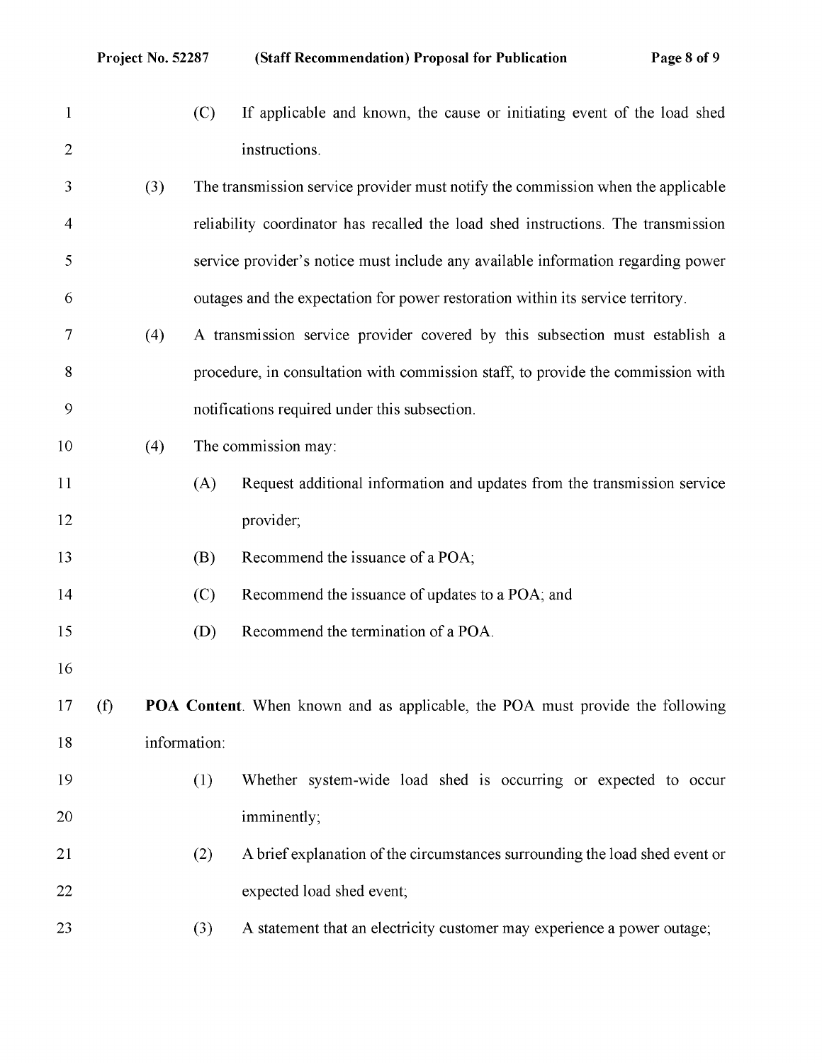(C) If applicable and known, the cause or initiating event of the load shed instructions.

(3) The transmission service provider must notify the commission when the applicable reliability coordinator has recalled the load shed instructions. The transmission service provider's notice must include any available information regarding power outages and the expectation for power restoration within its service territory.

(4) A transmission service provider covered by this subsection must establish a procedure, in consultation with commission staff, to provide the commission with notifications required under this subsection.

(4) The commission may:

(A) Request additional information and updates from the transmission service provider;

(B) Recommend the issuance of a POA;

(C) Recommend the issuance of updates to a POA; and

(D) Recommend the termination of a POA.

(f) **POA Content**. When known and as applicable, the POA must provide the following information:

(1) Whether system-wide load shed is occurring or expected to occur imminently;

(2) A brief explanation of the circumstances surrounding the load shed event or expected load shed event;

(3) A statement that an electricity customer may experience a power outage;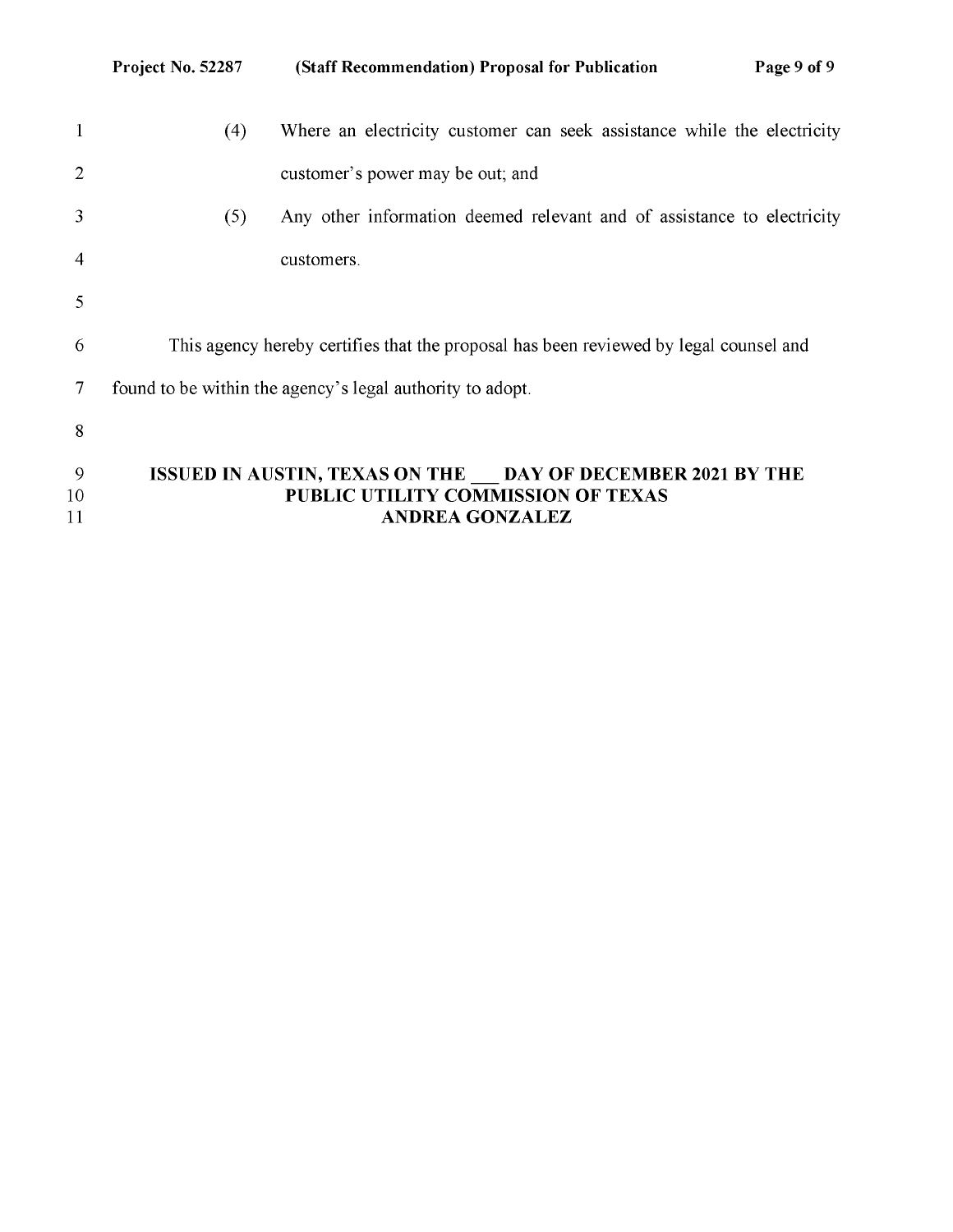(4) Where an electricity customer can seek assistance while the electricity customer's power may be out; and

(5) Any other information deemed relevant and of assistance to electricity customers.

This agency hereby certifies that the proposal has been reviewed by legal counsel and found to be within the agency's legal authority to adopt.

**ISSUED IN AUSTIN, TEXAS ON THE \_\_\_ DAY OF DECEMBER 2021 BY THE PUBLIC UTILITY COMMISSION OF TEXAS ANDREA GONZALEZ**